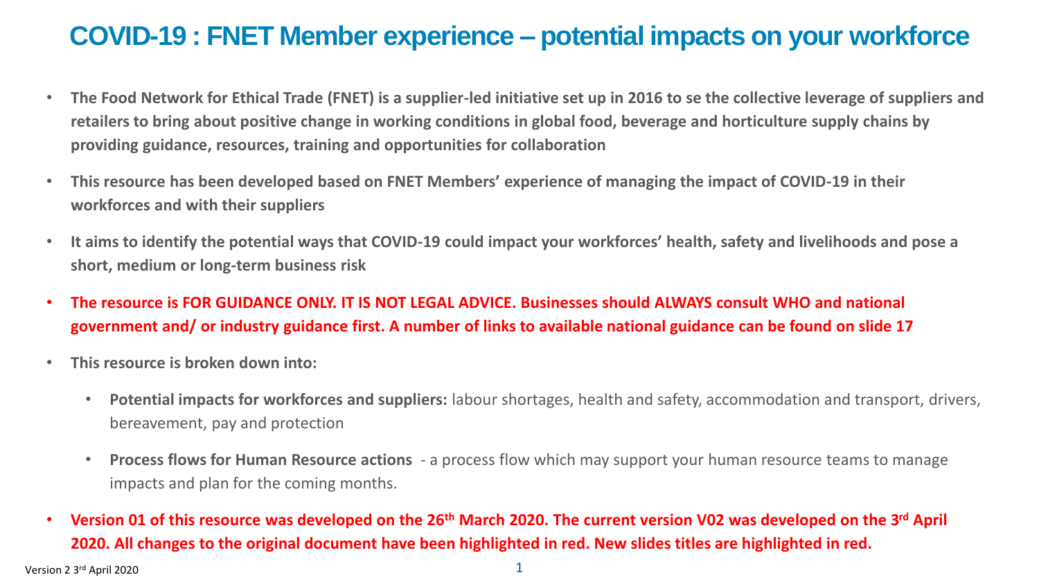# COVID-19 : FNET Member experience – potential impacts on your workforce

- **The Food Network for Ethical Trade (FNET) is a supplier-led initiative set up in 2016 to se the collective leverage of suppliers and retailers to bring about positive change in working conditions in global food, beverage and horticulture supply chains by providing guidance, resources, training and opportunities for collaboration**
- **This resource has been developed based on FNET Members' experience of managing the impact of COVID-19 in their workforces and with their suppliers**
- **It aims to identify the potential ways that COVID-19 could impact your workforces' health, safety and livelihoods and pose a short, medium or long-term business risk**
- **The resource is FOR GUIDANCE ONLY. IT IS NOT LEGAL ADVICE. Businesses should ALWAYS consult WHO and national government and/ or industry guidance first. A number of links to available national guidance can be found on slide 17**
- **This resource is broken down into:**
  - **Potential impacts for workforces and suppliers:** labour shortages, health and safety, accommodation and transport, drivers, bereavement, pay and protection
  - **Process flows for Human Resource actions** - a process flow which may support your human resource teams to manage impacts and plan for the coming months.
- **Version 01 of this resource was developed on the 26th March 2020. The current version V02 was developed on the 3rd April 2020. All changes to the original document have been highlighted in red. New slides titles are highlighted in red.**

Version 2 3rd April 2020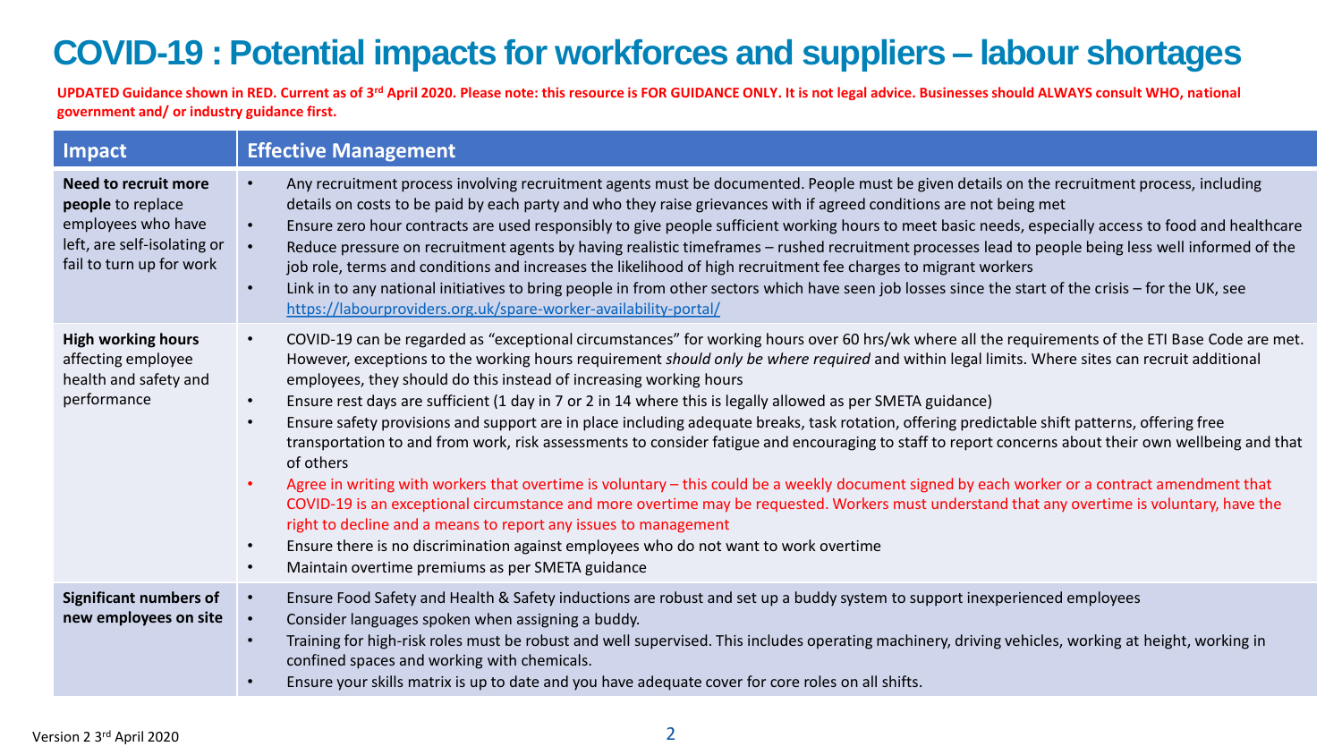# COVID-19 : Potential impacts for workforces and suppliers – labour shortages

**UPDATED Guidance shown in RED. Current as of 3rd April 2020. Please note: this resource is FOR GUIDANCE ONLY. It is not legal advice. Businesses should ALWAYS consult WHO, national government and/ or industry guidance first.**

| Impact | Effective Management |
|---|---|
| **Need to recruit more people** to replace employees who have left, are self-isolating or fail to turn up for work | • Any recruitment process involving recruitment agents must be documented. People must be given details on the recruitment process, including details on costs to be paid by each party and who they raise grievances with if agreed conditions are not being met<br>• Ensure zero hour contracts are used responsibly to give people sufficient working hours to meet basic needs, especially access to food and healthcare<br>• Reduce pressure on recruitment agents by having realistic timeframes – rushed recruitment processes lead to people being less well informed of the job role, terms and conditions and increases the likelihood of high recruitment fee charges to migrant workers<br>• Link in to any national initiatives to bring people in from other sectors which have seen job losses since the start of the crisis – for the UK, see https://labourproviders.org.uk/spare-worker-availability-portal/ |
| **High working hours** affecting employee health and safety and performance | • COVID-19 can be regarded as "exceptional circumstances" for working hours over 60 hrs/wk where all the requirements of the ETI Base Code are met. However, exceptions to the working hours requirement *should only be where required* and within legal limits. Where sites can recruit additional employees, they should do this instead of increasing working hours<br>• Ensure rest days are sufficient (1 day in 7 or 2 in 14 where this is legally allowed as per SMETA guidance)<br>• Ensure safety provisions and support are in place including adequate breaks, task rotation, offering predictable shift patterns, offering free transportation to and from work, risk assessments to consider fatigue and encouraging to staff to report concerns about their own wellbeing and that of others<br>• Agree in writing with workers that overtime is voluntary – this could be a weekly document signed by each worker or a contract amendment that COVID-19 is an exceptional circumstance and more overtime may be requested. Workers must understand that any overtime is voluntary, have the right to decline and a means to report any issues to management<br>• Ensure there is no discrimination against employees who do not want to work overtime<br>• Maintain overtime premiums as per SMETA guidance |
| **Significant numbers of new employees on site** | • Ensure Food Safety and Health & Safety inductions are robust and set up a buddy system to support inexperienced employees<br>• Consider languages spoken when assigning a buddy.<br>• Training for high-risk roles must be robust and well supervised. This includes operating machinery, driving vehicles, working at height, working in confined spaces and working with chemicals.<br>• Ensure your skills matrix is up to date and you have adequate cover for core roles on all shifts. |

Version 2 3rd April 2020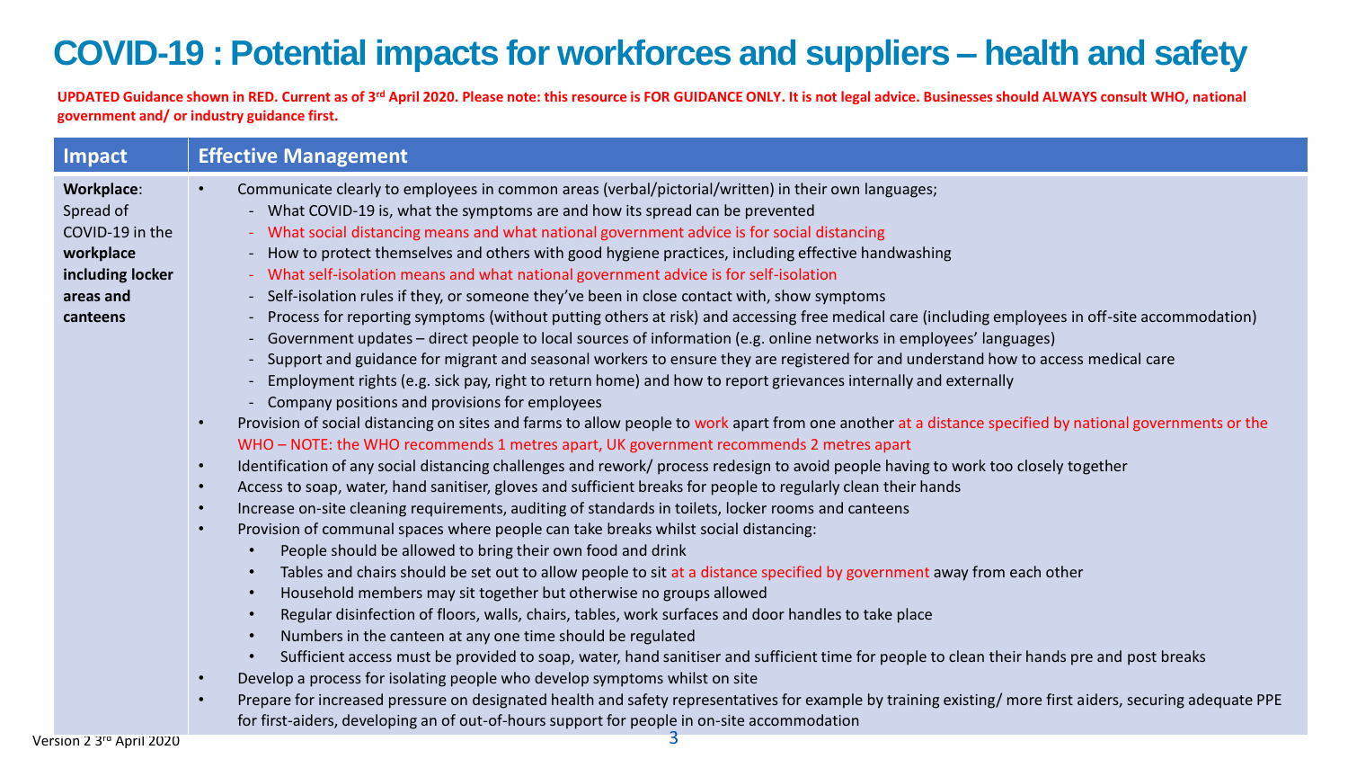# COVID-19 : Potential impacts for workforces and suppliers – health and safety

**UPDATED Guidance shown in RED. Current as of 3rd April 2020. Please note: this resource is FOR GUIDANCE ONLY. It is not legal advice. Businesses should ALWAYS consult WHO, national government and/ or industry guidance first.**

| Impact | Effective Management |
|---|---|
| **Workplace**: Spread of COVID-19 in the **workplace including locker areas and canteens** | • Communicate clearly to employees in common areas (verbal/pictorial/written) in their own languages;<br>- What COVID-19 is, what the symptoms are and how its spread can be prevented<br>- What social distancing means and what national government advice is for social distancing<br>- How to protect themselves and others with good hygiene practices, including effective handwashing<br>- What self-isolation means and what national government advice is for self-isolation<br>- Self-isolation rules if they, or someone they've been in close contact with, show symptoms<br>- Process for reporting symptoms (without putting others at risk) and accessing free medical care (including employees in off-site accommodation)<br>- Government updates – direct people to local sources of information (e.g. online networks in employees' languages)<br>- Support and guidance for migrant and seasonal workers to ensure they are registered for and understand how to access medical care<br>- Employment rights (e.g. sick pay, right to return home) and how to report grievances internally and externally<br>- Company positions and provisions for employees<br>• Provision of social distancing on sites and farms to allow people to work apart from one another at a distance specified by national governments or the WHO – NOTE: the WHO recommends 1 metres apart, UK government recommends 2 metres apart<br>• Identification of any social distancing challenges and rework/ process redesign to avoid people having to work too closely together<br>• Access to soap, water, hand sanitiser, gloves and sufficient breaks for people to regularly clean their hands<br>• Increase on-site cleaning requirements, auditing of standards in toilets, locker rooms and canteens<br>• Provision of communal spaces where people can take breaks whilst social distancing:<br>  • People should be allowed to bring their own food and drink<br>  • Tables and chairs should be set out to allow people to sit at a distance specified by government away from each other<br>  • Household members may sit together but otherwise no groups allowed<br>  • Regular disinfection of floors, walls, chairs, tables, work surfaces and door handles to take place<br>  • Numbers in the canteen at any one time should be regulated<br>  • Sufficient access must be provided to soap, water, hand sanitiser and sufficient time for people to clean their hands pre and post breaks<br>• Develop a process for isolating people who develop symptoms whilst on site<br>• Prepare for increased pressure on designated health and safety representatives for example by training existing/ more first aiders, securing adequate PPE for first-aiders, developing an of out-of-hours support for people in on-site accommodation |

Version 2 3rd April 2020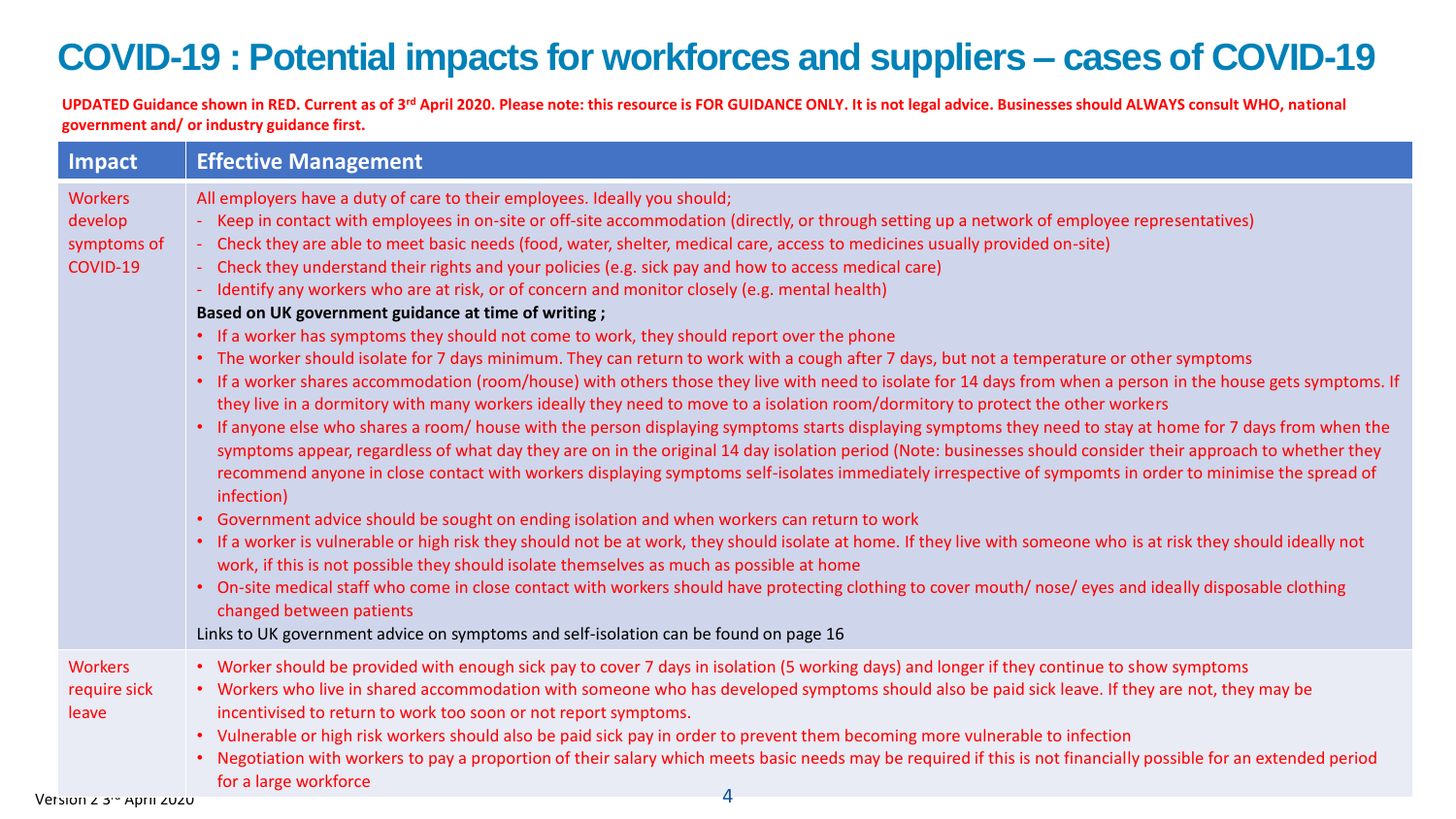# COVID-19 : Potential impacts for workforces and suppliers – cases of COVID-19

**UPDATED Guidance shown in RED. Current as of 3rd April 2020. Please note: this resource is FOR GUIDANCE ONLY. It is not legal advice. Businesses should ALWAYS consult WHO, national government and/ or industry guidance first.**

| Impact | Effective Management |
|---|---|
| Workers develop symptoms of COVID-19 | All employers have a duty of care to their employees. Ideally you should;<br>- Keep in contact with employees in on-site or off-site accommodation (directly, or through setting up a network of employee representatives)<br>- Check they are able to meet basic needs (food, water, shelter, medical care, access to medicines usually provided on-site)<br>- Check they understand their rights and your policies (e.g. sick pay and how to access medical care)<br>- Identify any workers who are at risk, or of concern and monitor closely (e.g. mental health)<br>**Based on UK government guidance at time of writing ;**<br>• If a worker has symptoms they should not come to work, they should report over the phone<br>• The worker should isolate for 7 days minimum. They can return to work with a cough after 7 days, but not a temperature or other symptoms<br>• If a worker shares accommodation (room/house) with others those they live with need to isolate for 14 days from when a person in the house gets symptoms. If they live in a dormitory with many workers ideally they need to move to a isolation room/dormitory to protect the other workers<br>• If anyone else who shares a room/ house with the person displaying symptoms starts displaying symptoms they need to stay at home for 7 days from when the symptoms appear, regardless of what day they are on in the original 14 day isolation period (Note: businesses should consider their approach to whether they recommend anyone in close contact with workers displaying symptoms self-isolates immediately irrespective of sympomts in order to minimise the spread of infection)<br>• Government advice should be sought on ending isolation and when workers can return to work<br>• If a worker is vulnerable or high risk they should not be at work, they should isolate at home. If they live with someone who is at risk they should ideally not work, if this is not possible they should isolate themselves as much as possible at home<br>• On-site medical staff who come in close contact with workers should have protecting clothing to cover mouth/ nose/ eyes and ideally disposable clothing changed between patients<br>Links to UK government advice on symptoms and self-isolation can be found on page 16 |
| Workers require sick leave | • Worker should be provided with enough sick pay to cover 7 days in isolation (5 working days) and longer if they continue to show symptoms<br>• Workers who live in shared accommodation with someone who has developed symptoms should also be paid sick leave. If they are not, they may be incentivised to return to work too soon or not report symptoms.<br>• Vulnerable or high risk workers should also be paid sick pay in order to prevent them becoming more vulnerable to infection<br>• Negotiation with workers to pay a proportion of their salary which meets basic needs may be required if this is not financially possible for an extended period for a large workforce |

Version 2 3rd April 2020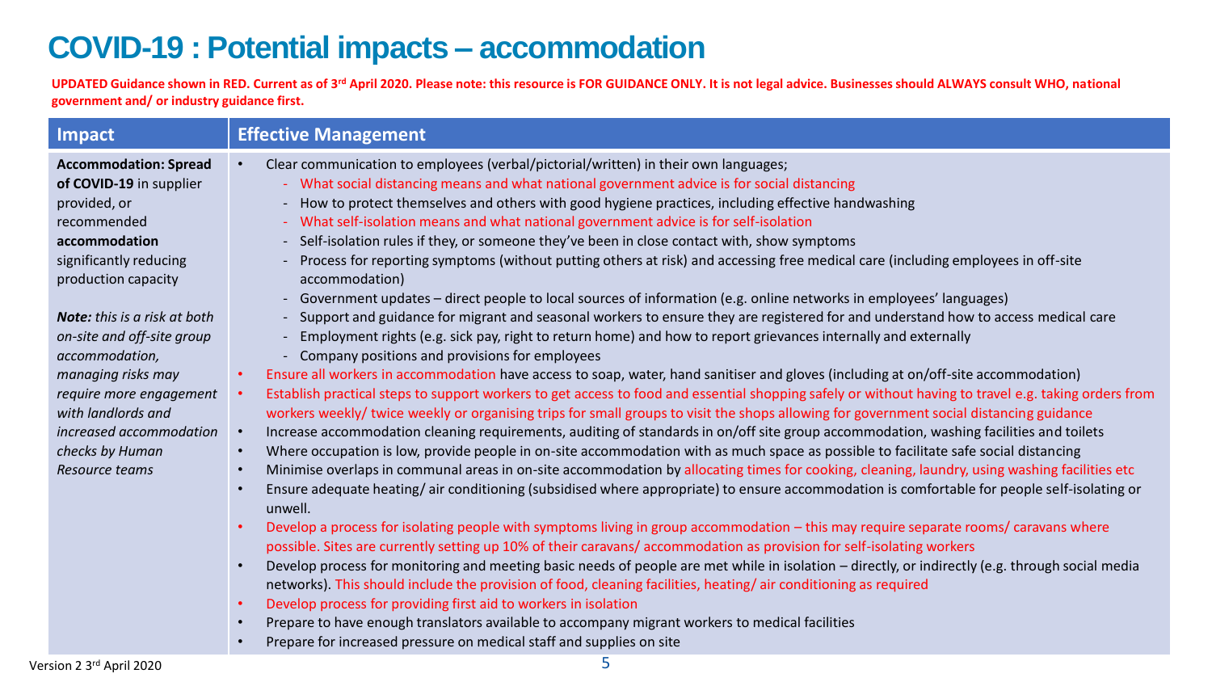# COVID-19 : Potential impacts – accommodation

**UPDATED Guidance shown in RED. Current as of 3rd April 2020. Please note: this resource is FOR GUIDANCE ONLY. It is not legal advice. Businesses should ALWAYS consult WHO, national government and/ or industry guidance first.**

| Impact | Effective Management |
| --- | --- |
| **Accommodation: Spread of COVID-19** in supplier provided, or recommended **accommodation** significantly reducing production capacity<br><br>***Note:*** *this is a risk at both on-site and off-site group accommodation, managing risks may require more engagement with landlords and increased accommodation checks by Human Resource teams* | • Clear communication to employees (verbal/pictorial/written) in their own languages;<br>&nbsp;&nbsp;- What social distancing means and what national government advice is for social distancing<br>&nbsp;&nbsp;- How to protect themselves and others with good hygiene practices, including effective handwashing<br>&nbsp;&nbsp;- What self-isolation means and what national government advice is for self-isolation<br>&nbsp;&nbsp;- Self-isolation rules if they, or someone they've been in close contact with, show symptoms<br>&nbsp;&nbsp;- Process for reporting symptoms (without putting others at risk) and accessing free medical care (including employees in off-site accommodation)<br>&nbsp;&nbsp;- Government updates – direct people to local sources of information (e.g. online networks in employees' languages)<br>&nbsp;&nbsp;- Support and guidance for migrant and seasonal workers to ensure they are registered for and understand how to access medical care<br>&nbsp;&nbsp;- Employment rights (e.g. sick pay, right to return home) and how to report grievances internally and externally<br>&nbsp;&nbsp;- Company positions and provisions for employees<br>• Ensure all workers in accommodation have access to soap, water, hand sanitiser and gloves (including at on/off-site accommodation)<br>• Establish practical steps to support workers to get access to food and essential shopping safely or without having to travel e.g. taking orders from workers weekly/ twice weekly or organising trips for small groups to visit the shops allowing for government social distancing guidance<br>• Increase accommodation cleaning requirements, auditing of standards in on/off site group accommodation, washing facilities and toilets<br>• Where occupation is low, provide people in on-site accommodation with as much space as possible to facilitate safe social distancing<br>• Minimise overlaps in communal areas in on-site accommodation by allocating times for cooking, cleaning, laundry, using washing facilities etc<br>• Ensure adequate heating/ air conditioning (subsidised where appropriate) to ensure accommodation is comfortable for people self-isolating or unwell.<br>• Develop a process for isolating people with symptoms living in group accommodation – this may require separate rooms/ caravans where possible. Sites are currently setting up 10% of their caravans/ accommodation as provision for self-isolating workers<br>• Develop process for monitoring and meeting basic needs of people are met while in isolation – directly, or indirectly (e.g. through social media networks). This should include the provision of food, cleaning facilities, heating/ air conditioning as required<br>• Develop process for providing first aid to workers in isolation<br>• Prepare to have enough translators available to accompany migrant workers to medical facilities<br>• Prepare for increased pressure on medical staff and supplies on site |

Version 2 3rd April 2020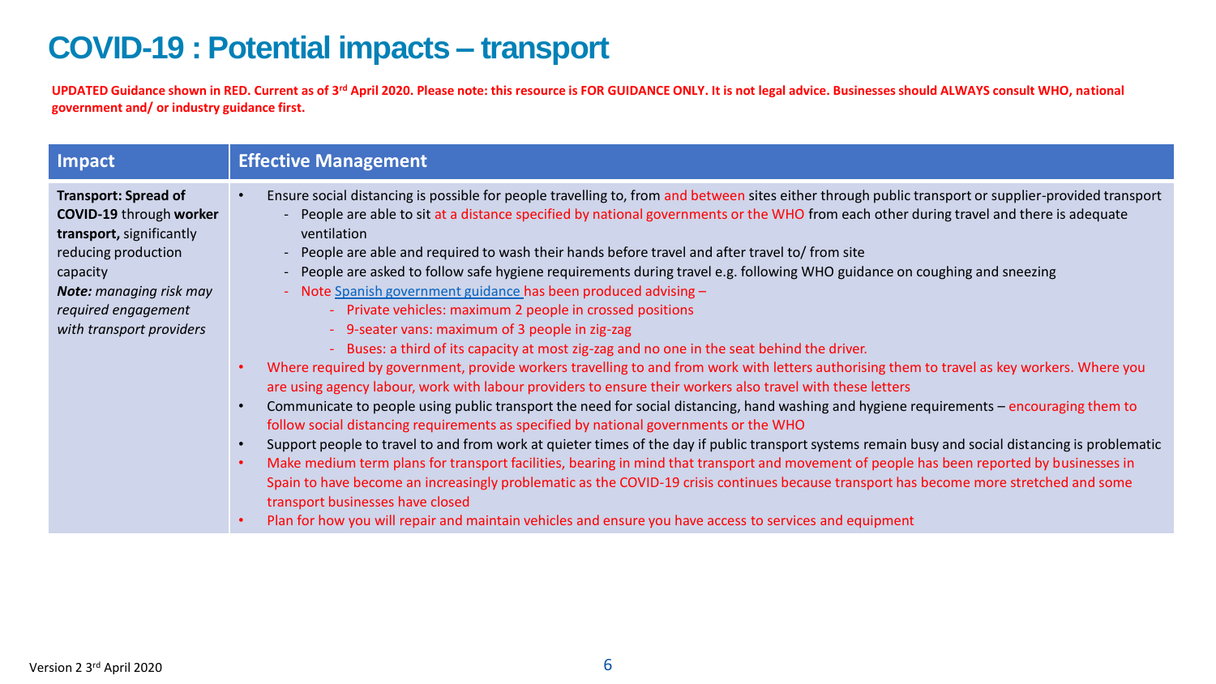# COVID-19 : Potential impacts – transport

**UPDATED Guidance shown in RED. Current as of 3rd April 2020. Please note: this resource is FOR GUIDANCE ONLY. It is not legal advice. Businesses should ALWAYS consult WHO, national government and/ or industry guidance first.**

| Impact | Effective Management |
|---|---|
| **Transport: Spread of COVID-19** through **worker transport,** significantly reducing production capacity<br>***Note:*** *managing risk may required engagement with transport providers* | • Ensure social distancing is possible for people travelling to, from and between sites either through public transport or supplier-provided transport<br>&nbsp;&nbsp;- People are able to sit at a distance specified by national governments or the WHO from each other during travel and there is adequate ventilation<br>&nbsp;&nbsp;- People are able and required to wash their hands before travel and after travel to/ from site<br>&nbsp;&nbsp;- People are asked to follow safe hygiene requirements during travel e.g. following WHO guidance on coughing and sneezing<br>&nbsp;&nbsp;- Note Spanish government guidance has been produced advising –<br>&nbsp;&nbsp;&nbsp;&nbsp;- Private vehicles: maximum 2 people in crossed positions<br>&nbsp;&nbsp;&nbsp;&nbsp;- 9-seater vans: maximum of 3 people in zig-zag<br>&nbsp;&nbsp;&nbsp;&nbsp;- Buses: a third of its capacity at most zig-zag and no one in the seat behind the driver.<br>• Where required by government, provide workers travelling to and from work with letters authorising them to travel as key workers. Where you are using agency labour, work with labour providers to ensure their workers also travel with these letters<br>• Communicate to people using public transport the need for social distancing, hand washing and hygiene requirements – encouraging them to follow social distancing requirements as specified by national governments or the WHO<br>• Support people to travel to and from work at quieter times of the day if public transport systems remain busy and social distancing is problematic<br>• Make medium term plans for transport facilities, bearing in mind that transport and movement of people has been reported by businesses in Spain to have become an increasingly problematic as the COVID-19 crisis continues because transport has become more stretched and some transport businesses have closed<br>• Plan for how you will repair and maintain vehicles and ensure you have access to services and equipment |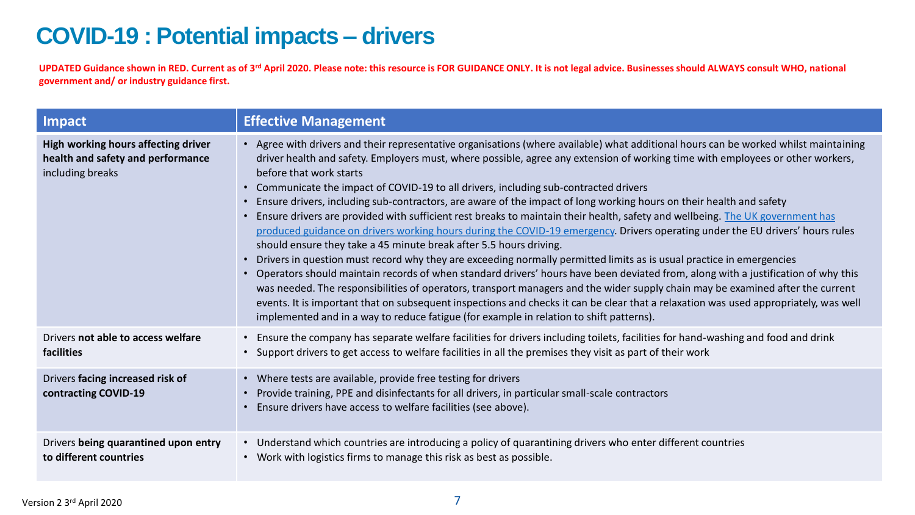# COVID-19 : Potential impacts – drivers

**UPDATED Guidance shown in RED. Current as of 3rd April 2020. Please note: this resource is FOR GUIDANCE ONLY. It is not legal advice. Businesses should ALWAYS consult WHO, national government and/ or industry guidance first.**

| Impact | Effective Management |
|---|---|
| **High working hours affecting driver health and safety and performance** including breaks | • Agree with drivers and their representative organisations (where available) what additional hours can be worked whilst maintaining driver health and safety. Employers must, where possible, agree any extension of working time with employees or other workers, before that work starts<br>• Communicate the impact of COVID-19 to all drivers, including sub-contracted drivers<br>• Ensure drivers, including sub-contractors, are aware of the impact of long working hours on their health and safety<br>• Ensure drivers are provided with sufficient rest breaks to maintain their health, safety and wellbeing. The UK government has produced guidance on drivers working hours during the COVID-19 emergency. Drivers operating under the EU drivers' hours rules should ensure they take a 45 minute break after 5.5 hours driving.<br>• Drivers in question must record why they are exceeding normally permitted limits as is usual practice in emergencies<br>• Operators should maintain records of when standard drivers' hours have been deviated from, along with a justification of why this was needed. The responsibilities of operators, transport managers and the wider supply chain may be examined after the current events. It is important that on subsequent inspections and checks it can be clear that a relaxation was used appropriately, was well implemented and in a way to reduce fatigue (for example in relation to shift patterns). |
| Drivers **not able to access welfare facilities** | • Ensure the company has separate welfare facilities for drivers including toilets, facilities for hand-washing and food and drink<br>• Support drivers to get access to welfare facilities in all the premises they visit as part of their work |
| Drivers **facing increased risk of contracting COVID-19** | • Where tests are available, provide free testing for drivers<br>• Provide training, PPE and disinfectants for all drivers, in particular small-scale contractors<br>• Ensure drivers have access to welfare facilities (see above). |
| Drivers **being quarantined upon entry to different countries** | • Understand which countries are introducing a policy of quarantining drivers who enter different countries<br>• Work with logistics firms to manage this risk as best as possible. |

Version 2 3rd April 2020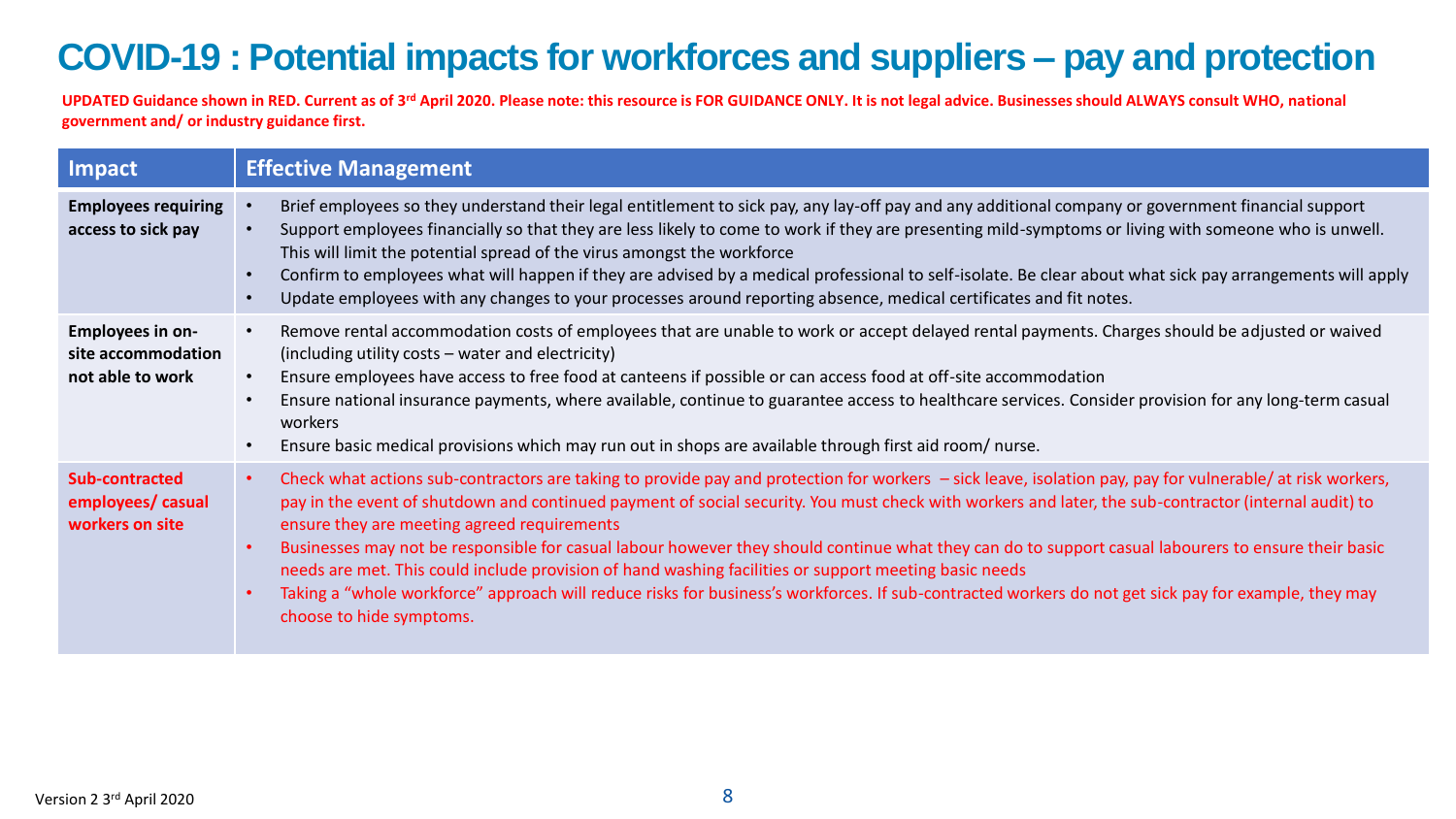# COVID-19 : Potential impacts for workforces and suppliers – pay and protection

**UPDATED Guidance shown in RED. Current as of 3rd April 2020. Please note: this resource is FOR GUIDANCE ONLY. It is not legal advice. Businesses should ALWAYS consult WHO, national government and/ or industry guidance first.**

| Impact | Effective Management |
|---|---|
| **Employees requiring access to sick pay** | • Brief employees so they understand their legal entitlement to sick pay, any lay-off pay and any additional company or government financial support<br>• Support employees financially so that they are less likely to come to work if they are presenting mild-symptoms or living with someone who is unwell. This will limit the potential spread of the virus amongst the workforce<br>• Confirm to employees what will happen if they are advised by a medical professional to self-isolate. Be clear about what sick pay arrangements will apply<br>• Update employees with any changes to your processes around reporting absence, medical certificates and fit notes. |
| **Employees in on-site accommodation not able to work** | • Remove rental accommodation costs of employees that are unable to work or accept delayed rental payments. Charges should be adjusted or waived (including utility costs – water and electricity)<br>• Ensure employees have access to free food at canteens if possible or can access food at off-site accommodation<br>• Ensure national insurance payments, where available, continue to guarantee access to healthcare services. Consider provision for any long-term casual workers<br>• Ensure basic medical provisions which may run out in shops are available through first aid room/ nurse. |
| **Sub-contracted employees/ casual workers on site** | • Check what actions sub-contractors are taking to provide pay and protection for workers – sick leave, isolation pay, pay for vulnerable/ at risk workers, pay in the event of shutdown and continued payment of social security. You must check with workers and later, the sub-contractor (internal audit) to ensure they are meeting agreed requirements<br>• Businesses may not be responsible for casual labour however they should continue what they can do to support casual labourers to ensure their basic needs are met. This could include provision of hand washing facilities or support meeting basic needs<br>• Taking a "whole workforce" approach will reduce risks for business's workforces. If sub-contracted workers do not get sick pay for example, they may choose to hide symptoms. |

Version 2 3rd April 2020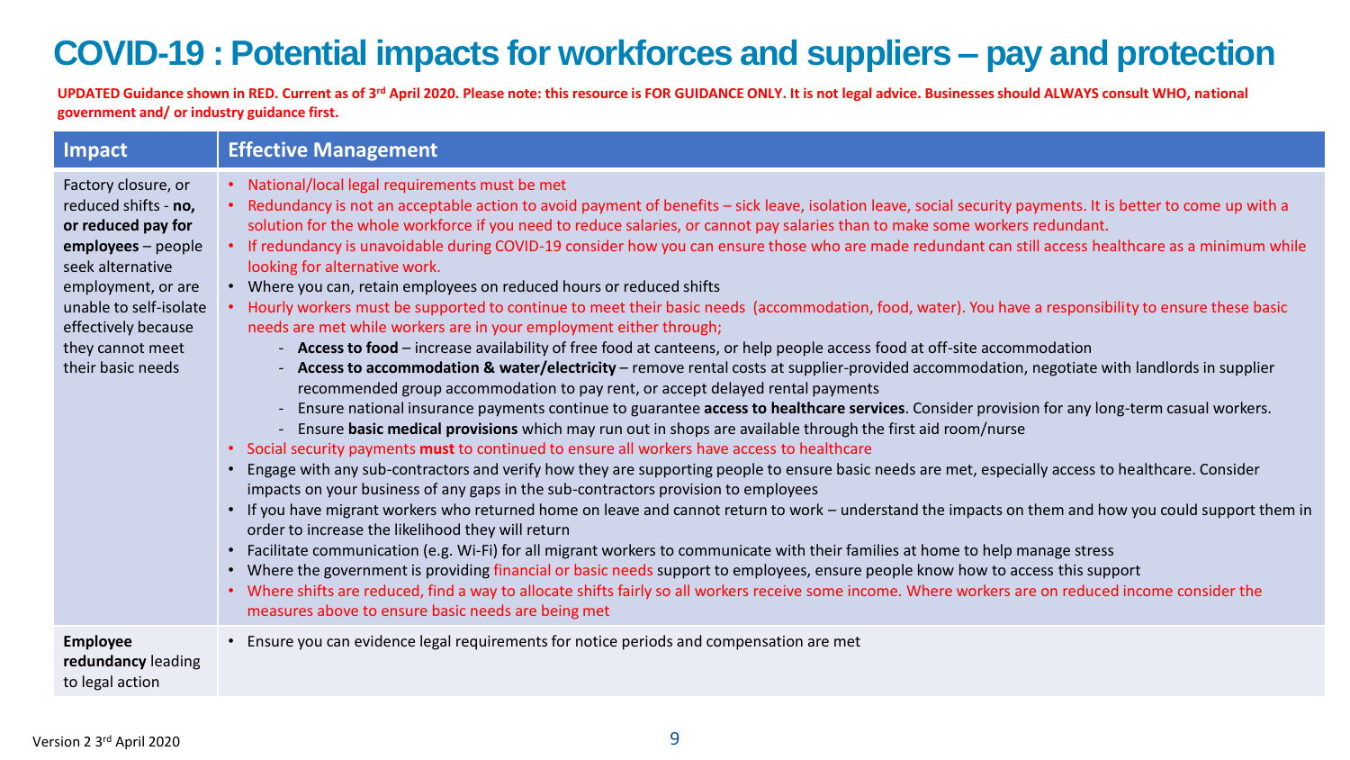# COVID-19 : Potential impacts for workforces and suppliers – pay and protection

**UPDATED Guidance shown in RED. Current as of 3rd April 2020. Please note: this resource is FOR GUIDANCE ONLY. It is not legal advice. Businesses should ALWAYS consult WHO, national government and/ or industry guidance first.**

| Impact | Effective Management |
| --- | --- |
| Factory closure, or reduced shifts - **no, or reduced pay for employees** – people seek alternative employment, or are unable to self-isolate effectively because they cannot meet their basic needs | • National/local legal requirements must be met<br>• Redundancy is not an acceptable action to avoid payment of benefits – sick leave, isolation leave, social security payments. It is better to come up with a solution for the whole workforce if you need to reduce salaries, or cannot pay salaries than to make some workers redundant.<br>• If redundancy is unavoidable during COVID-19 consider how you can ensure those who are made redundant can still access healthcare as a minimum while looking for alternative work.<br>• Where you can, retain employees on reduced hours or reduced shifts<br>• Hourly workers must be supported to continue to meet their basic needs (accommodation, food, water). You have a responsibility to ensure these basic needs are met while workers are in your employment either through;<br>- **Access to food** – increase availability of free food at canteens, or help people access food at off-site accommodation<br>- **Access to accommodation & water/electricity** – remove rental costs at supplier-provided accommodation, negotiate with landlords in supplier recommended group accommodation to pay rent, or accept delayed rental payments<br>- Ensure national insurance payments continue to guarantee **access to healthcare services**. Consider provision for any long-term casual workers.<br>- Ensure **basic medical provisions** which may run out in shops are available through the first aid room/nurse<br>• Social security payments **must** to continued to ensure all workers have access to healthcare<br>• Engage with any sub-contractors and verify how they are supporting people to ensure basic needs are met, especially access to healthcare. Consider impacts on your business of any gaps in the sub-contractors provision to employees<br>• If you have migrant workers who returned home on leave and cannot return to work – understand the impacts on them and how you could support them in order to increase the likelihood they will return<br>• Facilitate communication (e.g. Wi-Fi) for all migrant workers to communicate with their families at home to help manage stress<br>• Where the government is providing financial or basic needs support to employees, ensure people know how to access this support<br>• Where shifts are reduced, find a way to allocate shifts fairly so all workers receive some income. Where workers are on reduced income consider the measures above to ensure basic needs are being met |
| **Employee redundancy** leading to legal action | • Ensure you can evidence legal requirements for notice periods and compensation are met |

Version 2 3rd April 2020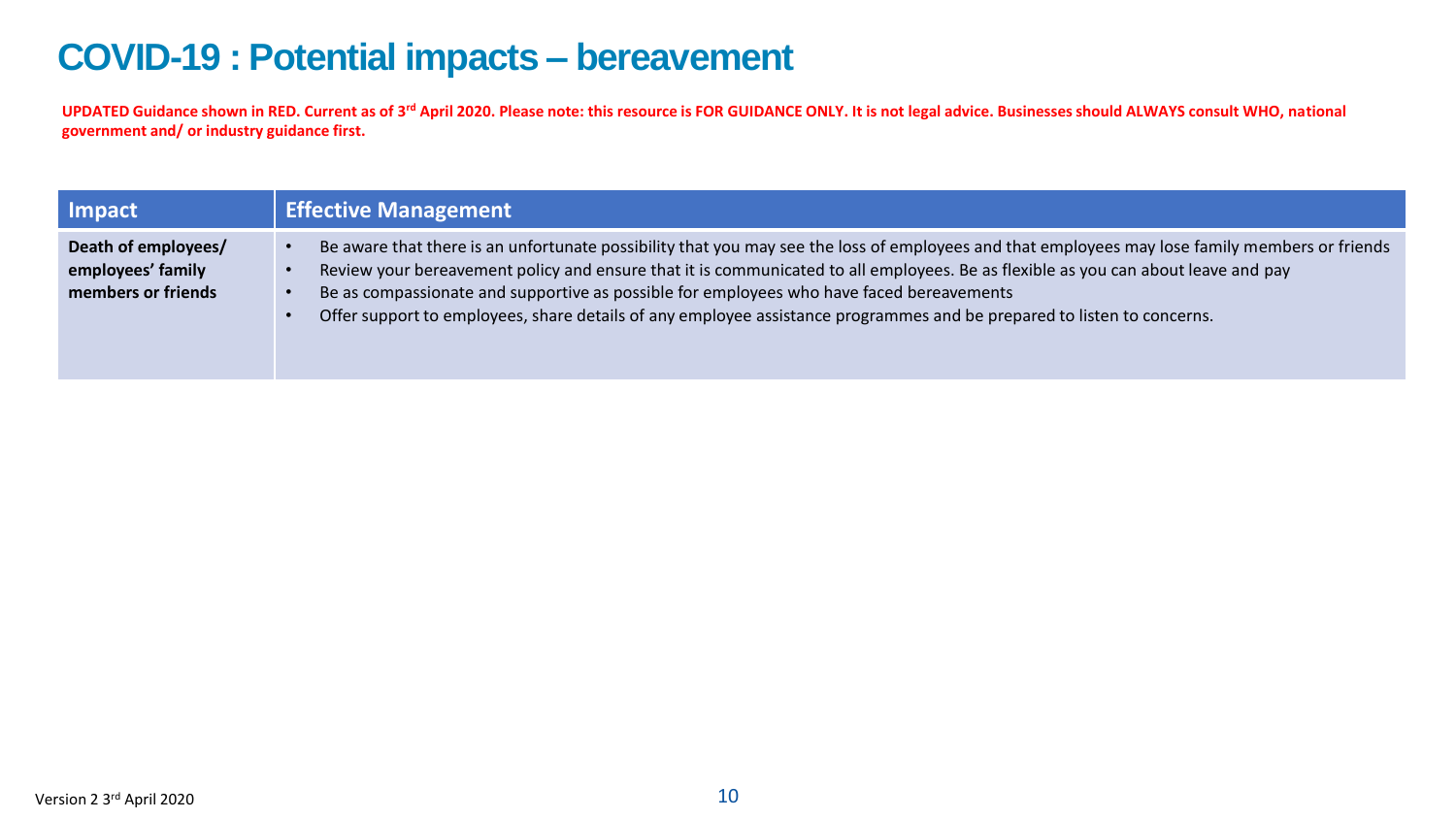# COVID-19 : Potential impacts – bereavement

**UPDATED Guidance shown in RED. Current as of 3rd April 2020. Please note: this resource is FOR GUIDANCE ONLY. It is not legal advice. Businesses should ALWAYS consult WHO, national government and/ or industry guidance first.**

| Impact | Effective Management |
|---|---|
| **Death of employees/ employees' family members or friends** | • Be aware that there is an unfortunate possibility that you may see the loss of employees and that employees may lose family members or friends<br>• Review your bereavement policy and ensure that it is communicated to all employees. Be as flexible as you can about leave and pay<br>• Be as compassionate and supportive as possible for employees who have faced bereavements<br>• Offer support to employees, share details of any employee assistance programmes and be prepared to listen to concerns. |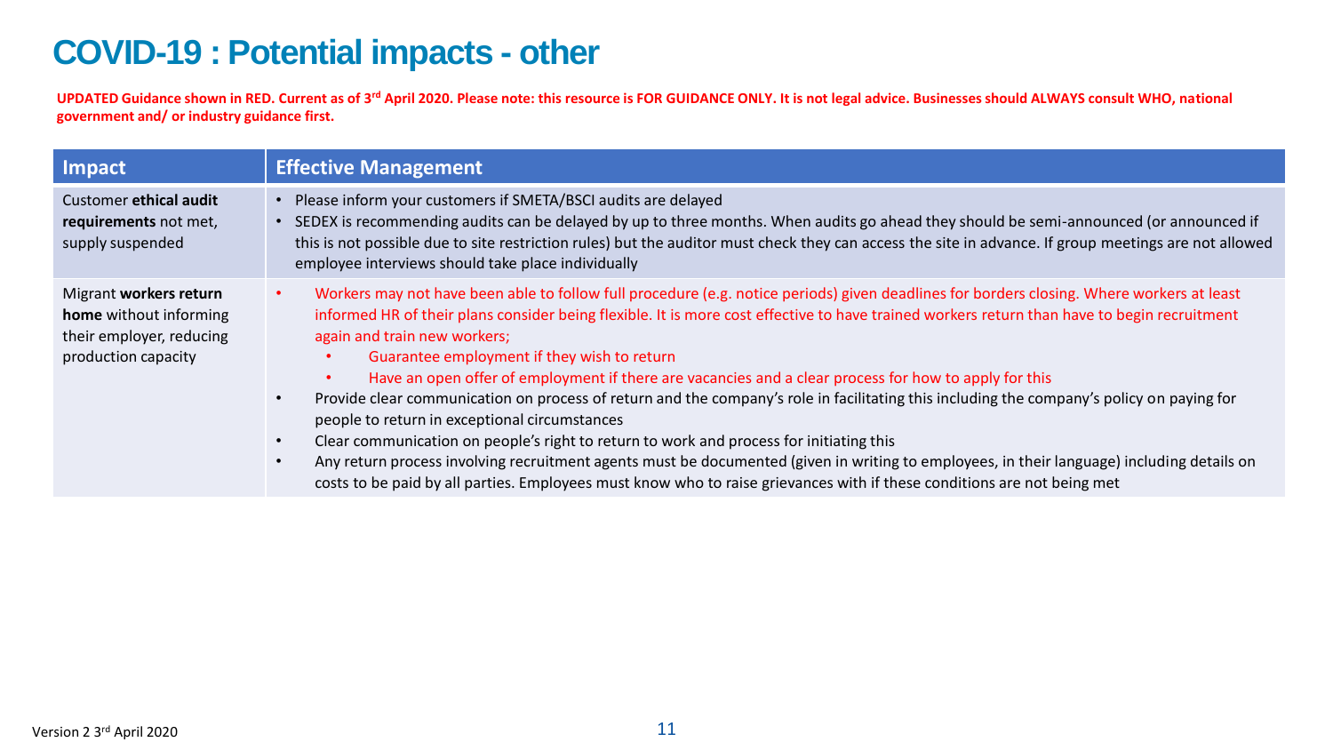# COVID-19 : Potential impacts - other

**UPDATED Guidance shown in RED. Current as of 3rd April 2020. Please note: this resource is FOR GUIDANCE ONLY. It is not legal advice. Businesses should ALWAYS consult WHO, national government and/ or industry guidance first.**

| Impact | Effective Management |
|---|---|
| Customer **ethical audit requirements** not met, supply suspended | • Please inform your customers if SMETA/BSCI audits are delayed<br>• SEDEX is recommending audits can be delayed by up to three months. When audits go ahead they should be semi-announced (or announced if this is not possible due to site restriction rules) but the auditor must check they can access the site in advance. If group meetings are not allowed employee interviews should take place individually |
| Migrant **workers return home** without informing their employer, reducing production capacity | • Workers may not have been able to follow full procedure (e.g. notice periods) given deadlines for borders closing. Where workers at least informed HR of their plans consider being flexible. It is more cost effective to have trained workers return than have to begin recruitment again and train new workers;<br>&nbsp;&nbsp;&nbsp;&nbsp;• Guarantee employment if they wish to return<br>&nbsp;&nbsp;&nbsp;&nbsp;• Have an open offer of employment if there are vacancies and a clear process for how to apply for this<br>• Provide clear communication on process of return and the company's role in facilitating this including the company's policy on paying for people to return in exceptional circumstances<br>• Clear communication on people's right to return to work and process for initiating this<br>• Any return process involving recruitment agents must be documented (given in writing to employees, in their language) including details on costs to be paid by all parties. Employees must know who to raise grievances with if these conditions are not being met |

Version 2 3rd April 2020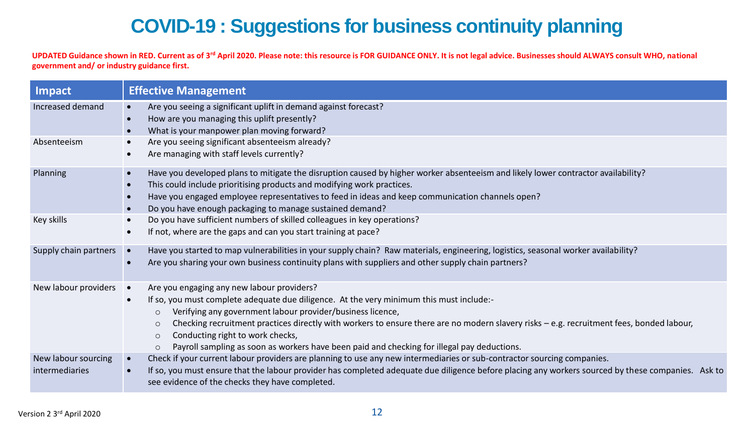# COVID-19 : Suggestions for business continuity planning

**UPDATED Guidance shown in RED. Current as of 3rd April 2020. Please note: this resource is FOR GUIDANCE ONLY. It is not legal advice. Businesses should ALWAYS consult WHO, national government and/ or industry guidance first.**

| Impact | Effective Management |
|---|---|
| Increased demand | • Are you seeing a significant uplift in demand against forecast?<br>• How are you managing this uplift presently?<br>• What is your manpower plan moving forward? |
| Absenteeism | • Are you seeing significant absenteeism already?<br>• Are managing with staff levels currently? |
| Planning | • Have you developed plans to mitigate the disruption caused by higher worker absenteeism and likely lower contractor availability?<br>• This could include prioritising products and modifying work practices.<br>• Have you engaged employee representatives to feed in ideas and keep communication channels open?<br>• Do you have enough packaging to manage sustained demand? |
| Key skills | • Do you have sufficient numbers of skilled colleagues in key operations?<br>• If not, where are the gaps and can you start training at pace? |
| Supply chain partners | • Have you started to map vulnerabilities in your supply chain? Raw materials, engineering, logistics, seasonal worker availability?<br>• Are you sharing your own business continuity plans with suppliers and other supply chain partners? |
| New labour providers | • Are you engaging any new labour providers?<br>• If so, you must complete adequate due diligence. At the very minimum this must include:-<br>&nbsp;&nbsp;&nbsp;&nbsp;○ Verifying any government labour provider/business licence,<br>&nbsp;&nbsp;&nbsp;&nbsp;○ Checking recruitment practices directly with workers to ensure there are no modern slavery risks – e.g. recruitment fees, bonded labour,<br>&nbsp;&nbsp;&nbsp;&nbsp;○ Conducting right to work checks,<br>&nbsp;&nbsp;&nbsp;&nbsp;○ Payroll sampling as soon as workers have been paid and checking for illegal pay deductions. |
| New labour sourcing intermediaries | • Check if your current labour providers are planning to use any new intermediaries or sub-contractor sourcing companies.<br>• If so, you must ensure that the labour provider has completed adequate due diligence before placing any workers sourced by these companies. Ask to see evidence of the checks they have completed. |

Version 2 3rd April 2020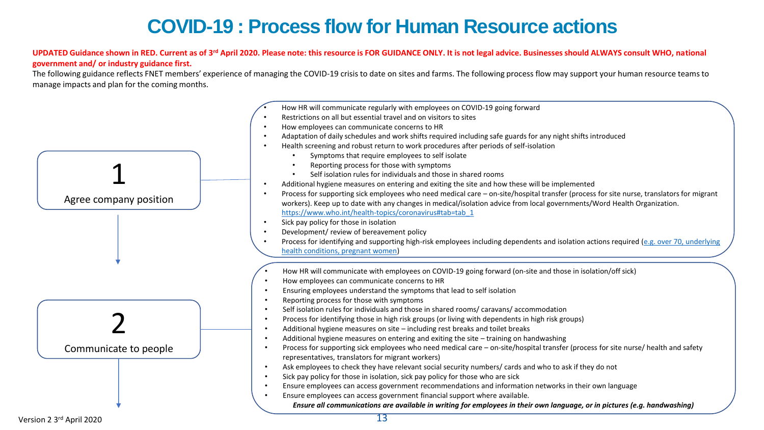# COVID-19 : Process flow for Human Resource actions

**UPDATED Guidance shown in RED. Current as of 3rd April 2020. Please note: this resource is FOR GUIDANCE ONLY. It is not legal advice. Businesses should ALWAYS consult WHO, national government and/ or industry guidance first.**

The following guidance reflects FNET members' experience of managing the COVID-19 crisis to date on sites and farms. The following process flow may support your human resource teams to manage impacts and plan for the coming months.

## 1 Agree company position

- How HR will communicate regularly with employees on COVID-19 going forward
- Restrictions on all but essential travel and on visitors to sites
- How employees can communicate concerns to HR
- Adaptation of daily schedules and work shifts required including safe guards for any night shifts introduced
- Health screening and robust return to work procedures after periods of self-isolation
  - Symptoms that require employees to self isolate
  - Reporting process for those with symptoms
  - Self isolation rules for individuals and those in shared rooms
- Additional hygiene measures on entering and exiting the site and how these will be implemented
- Process for supporting sick employees who need medical care – on-site/hospital transfer (process for site nurse, translators for migrant workers). Keep up to date with any changes in medical/isolation advice from local governments/Word Health Organization. [https://www.who.int/health-topics/coronavirus#tab=tab_1](https://www.who.int/health-topics/coronavirus#tab=tab_1)
- Sick pay policy for those in isolation
- Development/ review of bereavement policy
- Process for identifying and supporting high-risk employees including dependents and isolation actions required (e.g. over 70, underlying health conditions, pregnant women)

## 2 Communicate to people

- How HR will communicate with employees on COVID-19 going forward (on-site and those in isolation/off sick)
- How employees can communicate concerns to HR
- Ensuring employees understand the symptoms that lead to self isolation
- Reporting process for those with symptoms
- Self isolation rules for individuals and those in shared rooms/ caravans/ accommodation
- Process for identifying those in high risk groups (or living with dependents in high risk groups)
- Additional hygiene measures on site – including rest breaks and toilet breaks
- Additional hygiene measures on entering and exiting the site – training on handwashing
- Process for supporting sick employees who need medical care – on-site/hospital transfer (process for site nurse/ health and safety representatives, translators for migrant workers)
- Ask employees to check they have relevant social security numbers/ cards and who to ask if they do not
- Sick pay policy for those in isolation, sick pay policy for those who are sick
- Ensure employees can access government recommendations and information networks in their own language
- Ensure employees can access government financial support where available.

***Ensure all communications are available in writing for employees in their own language, or in pictures (e.g. handwashing)***

Version 2 3rd April 2020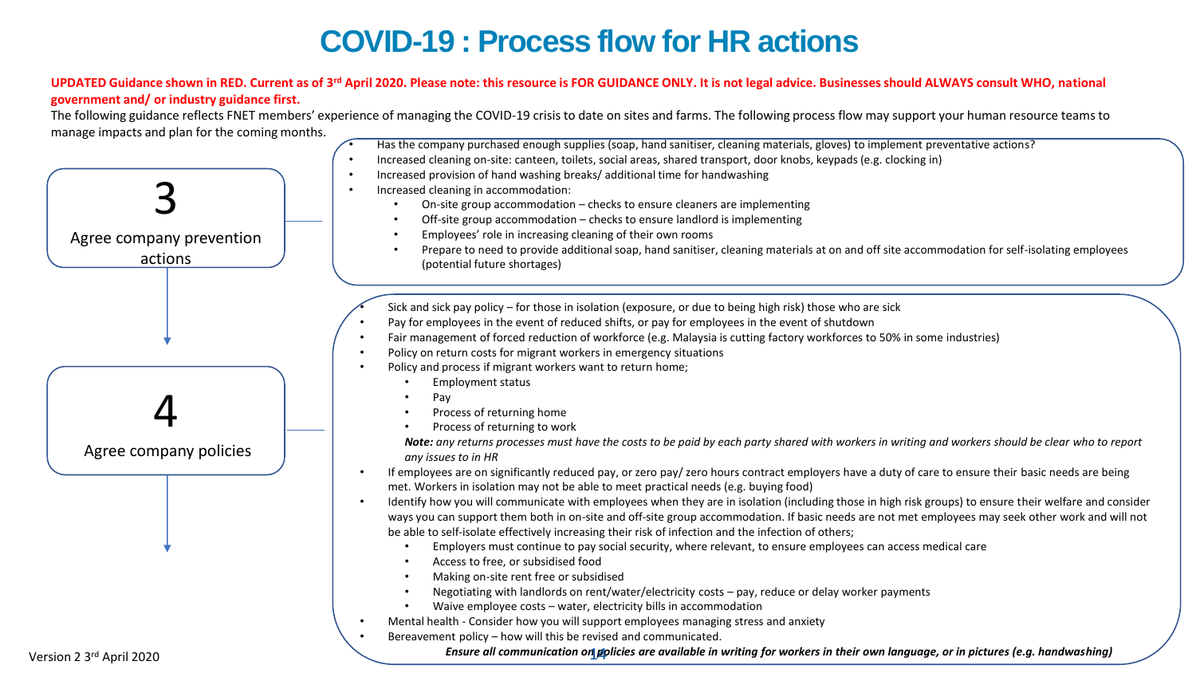# COVID-19 : Process flow for HR actions

**UPDATED Guidance shown in RED. Current as of 3rd April 2020. Please note: this resource is FOR GUIDANCE ONLY. It is not legal advice. Businesses should ALWAYS consult WHO, national government and/ or industry guidance first.**

The following guidance reflects FNET members' experience of managing the COVID-19 crisis to date on sites and farms. The following process flow may support your human resource teams to manage impacts and plan for the coming months.

## 3 Agree company prevention actions

- Has the company purchased enough supplies (soap, hand sanitiser, cleaning materials, gloves) to implement preventative actions?
- Increased cleaning on-site: canteen, toilets, social areas, shared transport, door knobs, keypads (e.g. clocking in)
- Increased provision of hand washing breaks/ additional time for handwashing
- Increased cleaning in accommodation:
  - On-site group accommodation – checks to ensure cleaners are implementing
  - Off-site group accommodation – checks to ensure landlord is implementing
  - Employees' role in increasing cleaning of their own rooms
  - Prepare to need to provide additional soap, hand sanitiser, cleaning materials at on and off site accommodation for self-isolating employees (potential future shortages)

## 4 Agree company policies

- Sick and sick pay policy – for those in isolation (exposure, or due to being high risk) those who are sick
- Pay for employees in the event of reduced shifts, or pay for employees in the event of shutdown
- Fair management of forced reduction of workforce (e.g. Malaysia is cutting factory workforces to 50% in some industries)
- Policy on return costs for migrant workers in emergency situations
- Policy and process if migrant workers want to return home;
  - Employment status
  - Pay
  - Process of returning home
  - Process of returning to work

  ***Note:*** *any returns processes must have the costs to be paid by each party shared with workers in writing and workers should be clear who to report any issues to in HR*
- If employees are on significantly reduced pay, or zero pay/ zero hours contract employers have a duty of care to ensure their basic needs are being met. Workers in isolation may not be able to meet practical needs (e.g. buying food)
- Identify how you will communicate with employees when they are in isolation (including those in high risk groups) to ensure their welfare and consider ways you can support them both in on-site and off-site group accommodation. If basic needs are not met employees may seek other work and will not be able to self-isolate effectively increasing their risk of infection and the infection of others;
  - Employers must continue to pay social security, where relevant, to ensure employees can access medical care
  - Access to free, or subsidised food
  - Making on-site rent free or subsidised
  - Negotiating with landlords on rent/water/electricity costs – pay, reduce or delay worker payments
  - Waive employee costs – water, electricity bills in accommodation
- Mental health - Consider how you will support employees managing stress and anxiety
- Bereavement policy – how will this be revised and communicated.

***Ensure all communication on policies are available in writing for workers in their own language, or in pictures (e.g. handwashing)***

Version 2 3rd April 2020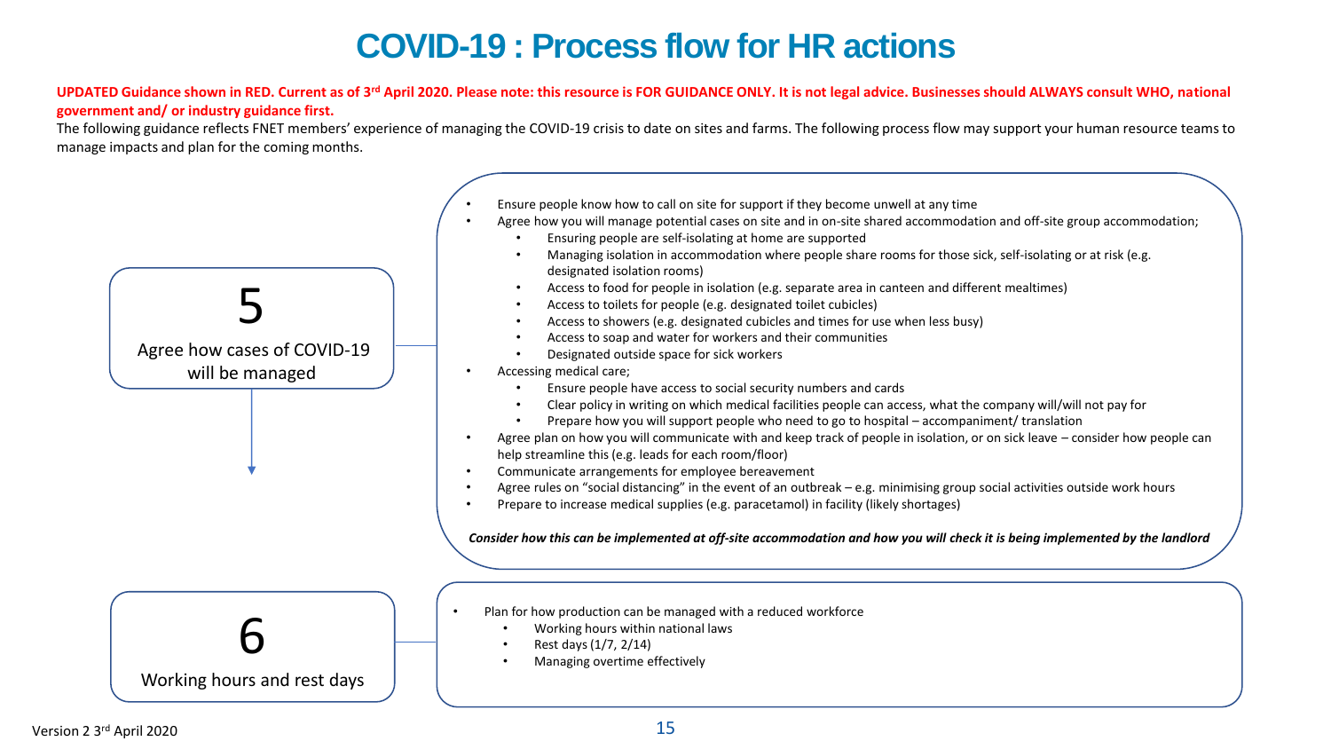# COVID-19 : Process flow for HR actions

**UPDATED Guidance shown in RED. Current as of 3rd April 2020. Please note: this resource is FOR GUIDANCE ONLY. It is not legal advice. Businesses should ALWAYS consult WHO, national government and/ or industry guidance first.**

The following guidance reflects FNET members' experience of managing the COVID-19 crisis to date on sites and farms. The following process flow may support your human resource teams to manage impacts and plan for the coming months.

## 5 Agree how cases of COVID-19 will be managed

- Ensure people know how to call on site for support if they become unwell at any time
- Agree how you will manage potential cases on site and in on-site shared accommodation and off-site group accommodation;
  - Ensuring people are self-isolating at home are supported
  - Managing isolation in accommodation where people share rooms for those sick, self-isolating or at risk (e.g. designated isolation rooms)
  - Access to food for people in isolation (e.g. separate area in canteen and different mealtimes)
  - Access to toilets for people (e.g. designated toilet cubicles)
  - Access to showers (e.g. designated cubicles and times for use when less busy)
  - Access to soap and water for workers and their communities
  - Designated outside space for sick workers
- Accessing medical care;
  - Ensure people have access to social security numbers and cards
  - Clear policy in writing on which medical facilities people can access, what the company will/will not pay for
  - Prepare how you will support people who need to go to hospital – accompaniment/ translation
- Agree plan on how you will communicate with and keep track of people in isolation, or on sick leave – consider how people can help streamline this (e.g. leads for each room/floor)
- Communicate arrangements for employee bereavement
- Agree rules on "social distancing" in the event of an outbreak – e.g. minimising group social activities outside work hours
- Prepare to increase medical supplies (e.g. paracetamol) in facility (likely shortages)

***Consider how this can be implemented at off-site accommodation and how you will check it is being implemented by the landlord***

## 6 Working hours and rest days

- Plan for how production can be managed with a reduced workforce
  - Working hours within national laws
  - Rest days (1/7, 2/14)
  - Managing overtime effectively

Version 2 3rd April 2020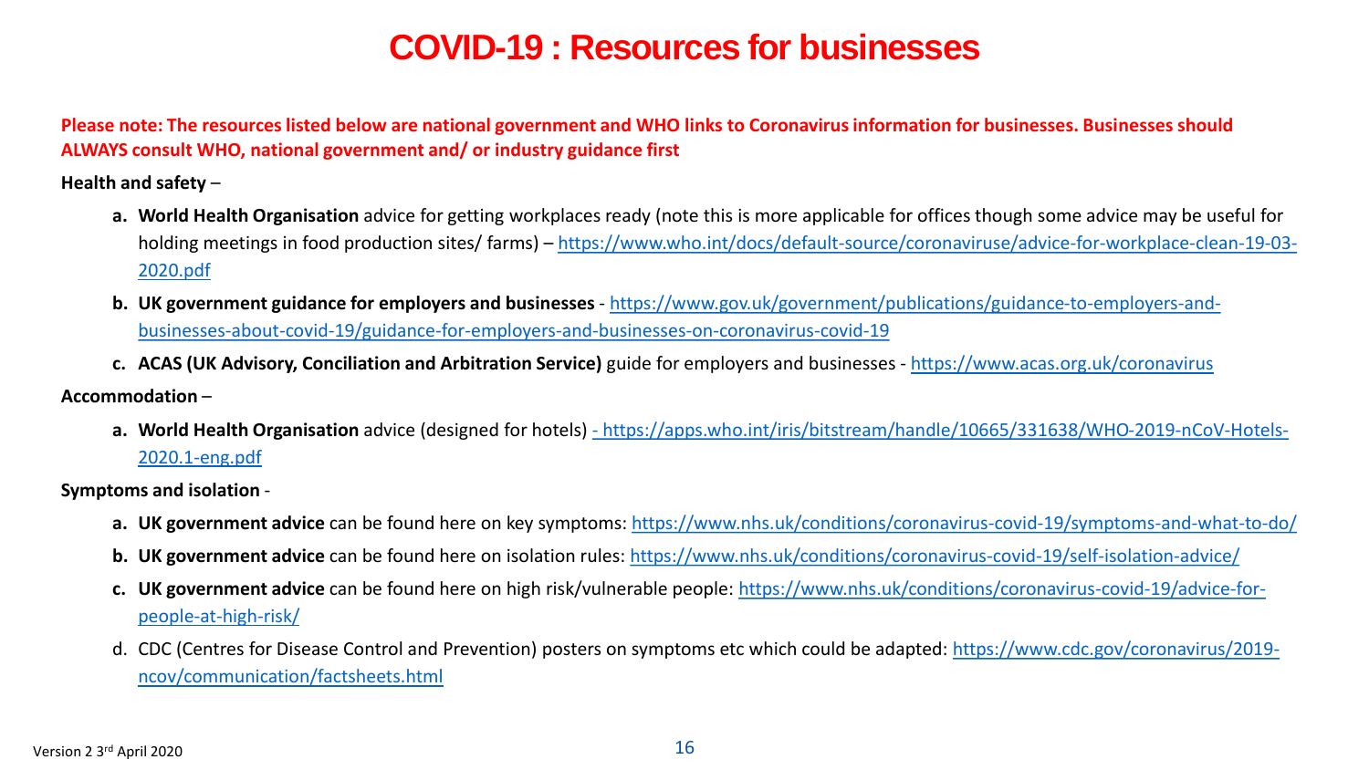# COVID-19 : Resources for businesses

**Please note: The resources listed below are national government and WHO links to Coronavirus information for businesses. Businesses should ALWAYS consult WHO, national government and/ or industry guidance first**

**Health and safety** –

a. **World Health Organisation** advice for getting workplaces ready (note this is more applicable for offices though some advice may be useful for holding meetings in food production sites/ farms) – https://www.who.int/docs/default-source/coronaviruse/advice-for-workplace-clean-19-03-2020.pdf
b. **UK government guidance for employers and businesses** - https://www.gov.uk/government/publications/guidance-to-employers-and-businesses-about-covid-19/guidance-for-employers-and-businesses-on-coronavirus-covid-19
c. **ACAS (UK Advisory, Conciliation and Arbitration Service)** guide for employers and businesses - https://www.acas.org.uk/coronavirus

**Accommodation** –

a. **World Health Organisation** advice (designed for hotels) - https://apps.who.int/iris/bitstream/handle/10665/331638/WHO-2019-nCoV-Hotels-2020.1-eng.pdf

**Symptoms and isolation** -

a. **UK government advice** can be found here on key symptoms: https://www.nhs.uk/conditions/coronavirus-covid-19/symptoms-and-what-to-do/
b. **UK government advice** can be found here on isolation rules: https://www.nhs.uk/conditions/coronavirus-covid-19/self-isolation-advice/
c. **UK government advice** can be found here on high risk/vulnerable people: https://www.nhs.uk/conditions/coronavirus-covid-19/advice-for-people-at-high-risk/
d. CDC (Centres for Disease Control and Prevention) posters on symptoms etc which could be adapted: https://www.cdc.gov/coronavirus/2019-ncov/communication/factsheets.html

Version 2 3rd April 2020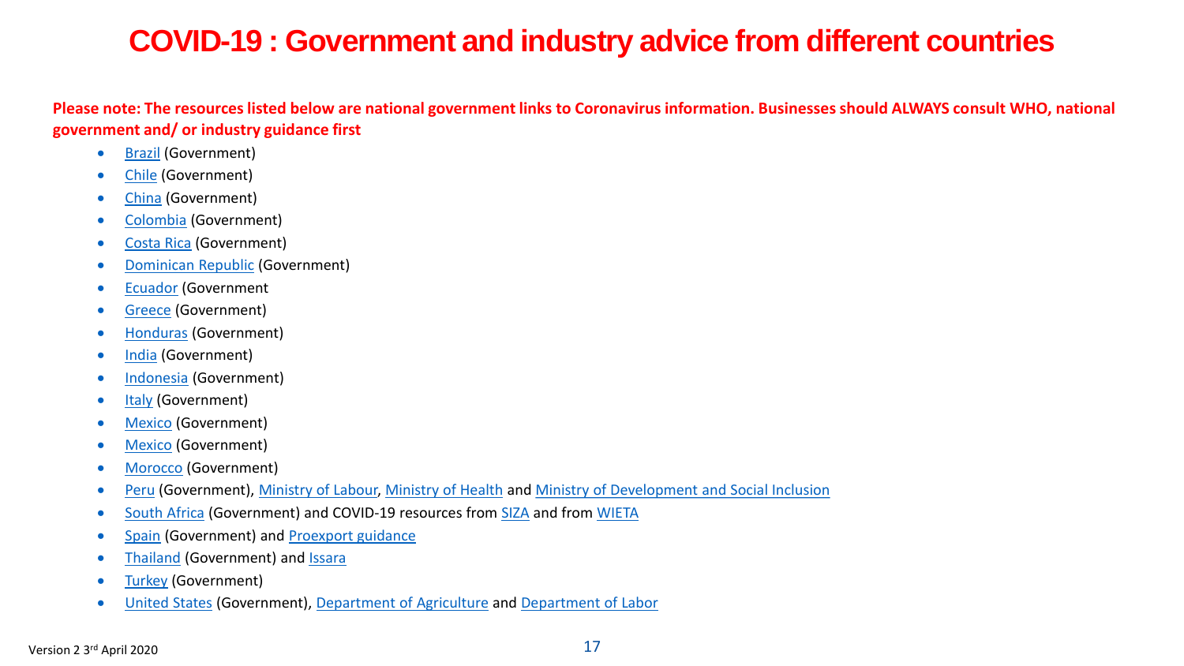# COVID-19 : Government and industry advice from different countries

**Please note: The resources listed below are national government links to Coronavirus information. Businesses should ALWAYS consult WHO, national government and/ or industry guidance first**

- Brazil (Government)
- Chile (Government)
- China (Government)
- Colombia (Government)
- Costa Rica (Government)
- Dominican Republic (Government)
- Ecuador (Government
- Greece (Government)
- Honduras (Government)
- India (Government)
- Indonesia (Government)
- Italy (Government)
- Mexico (Government)
- Mexico (Government)
- Morocco (Government)
- Peru (Government), Ministry of Labour, Ministry of Health and Ministry of Development and Social Inclusion
- South Africa (Government) and COVID-19 resources from SIZA and from WIETA
- Spain (Government) and Proexport guidance
- Thailand (Government) and Issara
- Turkey (Government)
- United States (Government), Department of Agriculture and Department of Labor

Version 2 3rd April 2020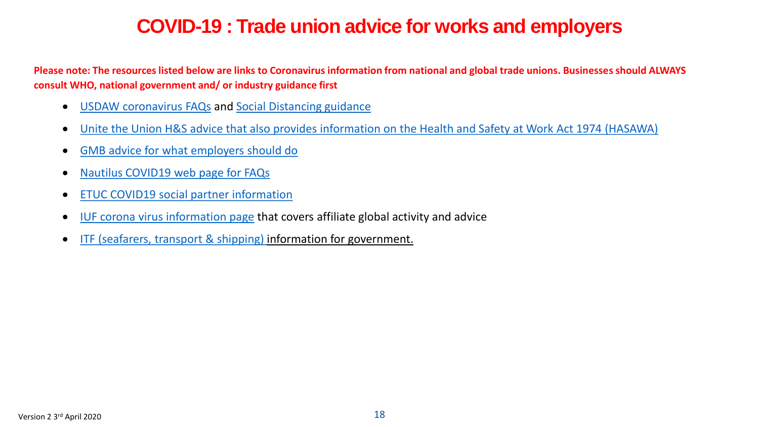# COVID-19 : Trade union advice for works and employers

**Please note: The resources listed below are links to Coronavirus information from national and global trade unions. Businesses should ALWAYS consult WHO, national government and/ or industry guidance first**

- USDAW coronavirus FAQs and Social Distancing guidance
- Unite the Union H&S advice that also provides information on the Health and Safety at Work Act 1974 (HASAWA)
- GMB advice for what employers should do
- Nautilus COVID19 web page for FAQs
- ETUC COVID19 social partner information
- IUF corona virus information page that covers affiliate global activity and advice
- ITF (seafarers, transport & shipping) information for government.

Version 2 3rd April 2020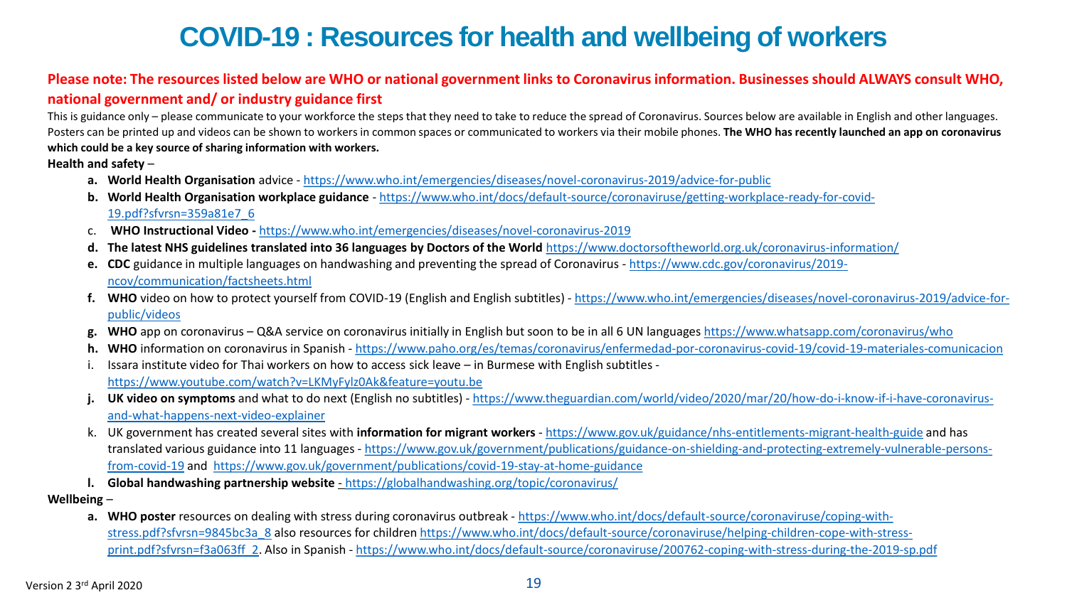# COVID-19 : Resources for health and wellbeing of workers

**Please note: The resources listed below are WHO or national government links to Coronavirus information. Businesses should ALWAYS consult WHO, national government and/ or industry guidance first**

This is guidance only – please communicate to your workforce the steps that they need to take to reduce the spread of Coronavirus. Sources below are available in English and other languages. Posters can be printed up and videos can be shown to workers in common spaces or communicated to workers via their mobile phones. **The WHO has recently launched an app on coronavirus which could be a key source of sharing information with workers.**

**Health and safety** –

- a. **World Health Organisation** advice - https://www.who.int/emergencies/diseases/novel-coronavirus-2019/advice-for-public
- b. **World Health Organisation workplace guidance** - https://www.who.int/docs/default-source/coronaviruse/getting-workplace-ready-for-covid-19.pdf?sfvrsn=359a81e7_6
- c. **WHO Instructional Video -** https://www.who.int/emergencies/diseases/novel-coronavirus-2019
- d. **The latest NHS guidelines translated into 36 languages by Doctors of the World** https://www.doctorsoftheworld.org.uk/coronavirus-information/
- e. **CDC** guidance in multiple languages on handwashing and preventing the spread of Coronavirus - https://www.cdc.gov/coronavirus/2019-ncov/communication/factsheets.html
- f. **WHO** video on how to protect yourself from COVID-19 (English and English subtitles) - https://www.who.int/emergencies/diseases/novel-coronavirus-2019/advice-for-public/videos
- g. **WHO** app on coronavirus – Q&A service on coronavirus initially in English but soon to be in all 6 UN languages https://www.whatsapp.com/coronavirus/who
- h. **WHO** information on coronavirus in Spanish - https://www.paho.org/es/temas/coronavirus/enfermedad-por-coronavirus-covid-19/covid-19-materiales-comunicacion
- i. Issara institute video for Thai workers on how to access sick leave – in Burmese with English subtitles - https://www.youtube.com/watch?v=LKMyFylz0Ak&feature=youtu.be
- j. **UK video on symptoms** and what to do next (English no subtitles) - https://www.theguardian.com/world/video/2020/mar/20/how-do-i-know-if-i-have-coronavirus-and-what-happens-next-video-explainer
- k. UK government has created several sites with **information for migrant workers** - https://www.gov.uk/guidance/nhs-entitlements-migrant-health-guide and has translated various guidance into 11 languages - https://www.gov.uk/government/publications/guidance-on-shielding-and-protecting-extremely-vulnerable-persons-from-covid-19 and https://www.gov.uk/government/publications/covid-19-stay-at-home-guidance
- l. **Global handwashing partnership website** - https://globalhandwashing.org/topic/coronavirus/

**Wellbeing** –

- a. **WHO poster** resources on dealing with stress during coronavirus outbreak - https://www.who.int/docs/default-source/coronaviruse/coping-with-stress.pdf?sfvrsn=9845bc3a_8 also resources for children https://www.who.int/docs/default-source/coronaviruse/helping-children-cope-with-stress-print.pdf?sfvrsn=f3a063ff_2. Also in Spanish - https://www.who.int/docs/default-source/coronaviruse/200762-coping-with-stress-during-the-2019-sp.pdf

Version 2 3rd April 2020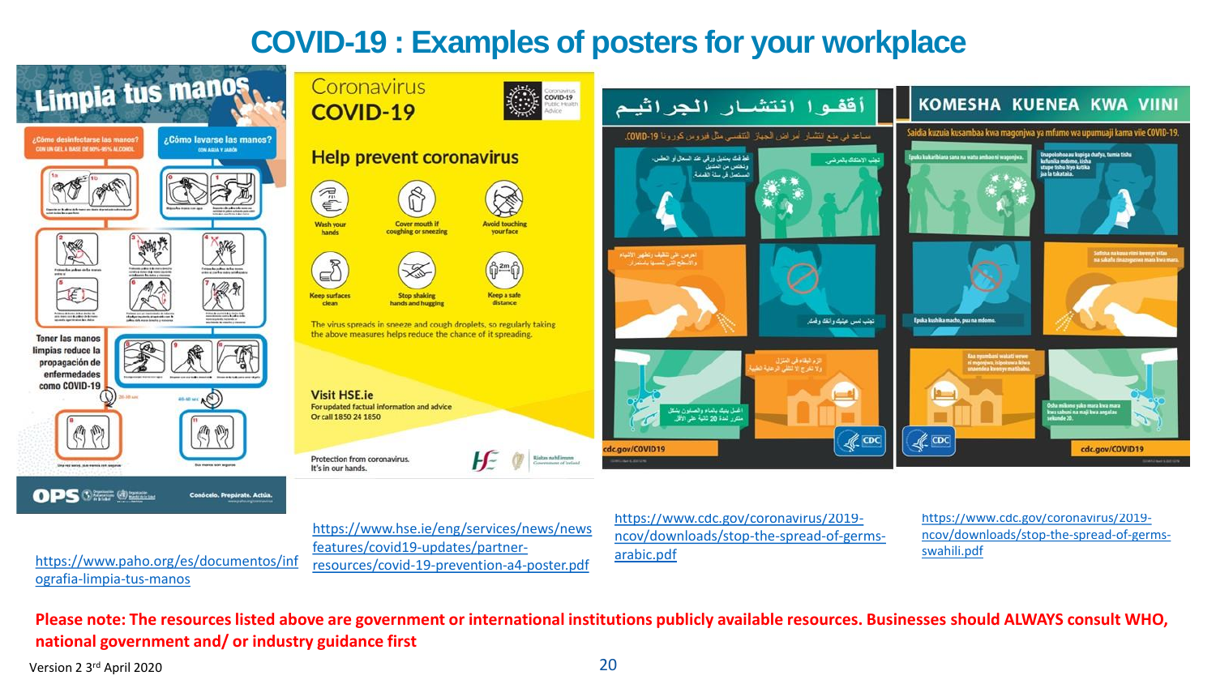# COVID-19 : Examples of posters for your workplace

https://www.paho.org/es/documentos/infografia-limpia-tus-manos

https://www.hse.ie/eng/services/news/newsfeatures/covid19-updates/partner-resources/covid-19-prevention-a4-poster.pdf

https://www.cdc.gov/coronavirus/2019-ncov/downloads/stop-the-spread-of-germs-arabic.pdf

https://www.cdc.gov/coronavirus/2019-ncov/downloads/stop-the-spread-of-germs-swahili.pdf

**Please note: The resources listed above are government or international institutions publicly available resources. Businesses should ALWAYS consult WHO, national government and/ or industry guidance first**

Version 2 3rd April 2020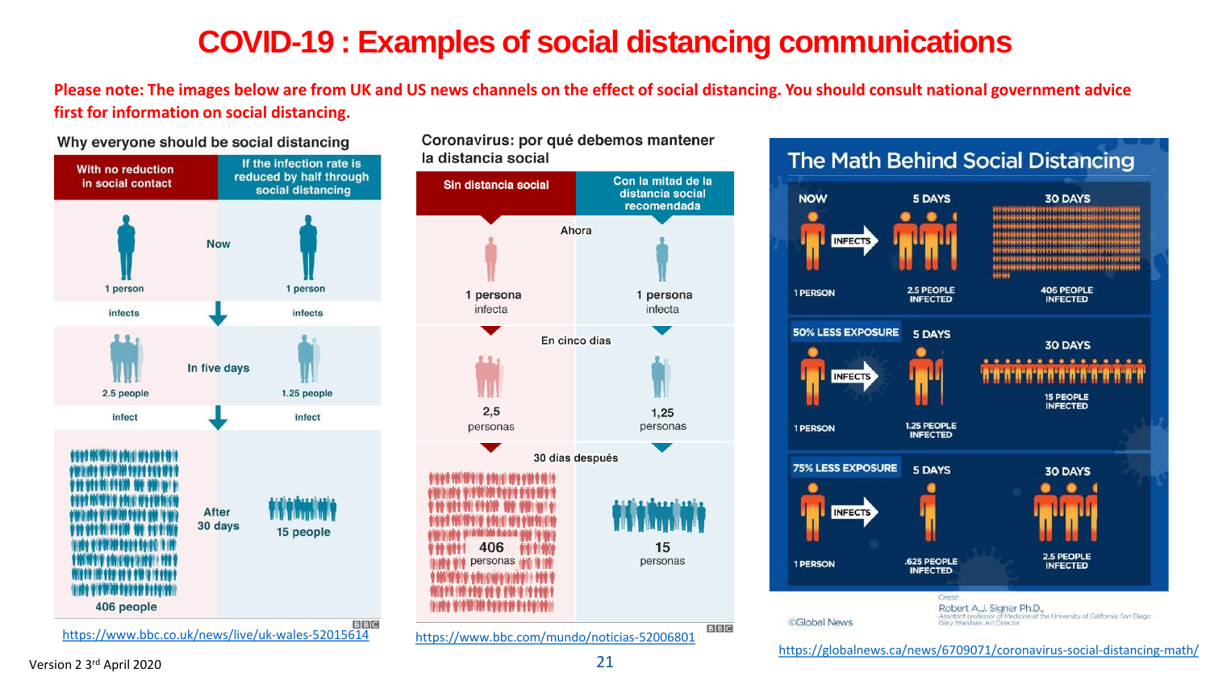# COVID-19 : Examples of social distancing communications

**Please note: The images below are from UK and US news channels on the effect of social distancing. You should consult national government advice first for information on social distancing.**

### Why everyone should be social distancing

With no reduction in social contact

If the infection rate is reduced by half through social distancing

Now

1 person

1 person

infects

infects

In five days

2.5 people

1.25 people

infect

infect

After 30 days

406 people

15 people

BBC

https://www.bbc.co.uk/news/live/uk-wales-52015614

### Coronavirus: por qué debemos mantener la distancia social

Sin distancia social

Con la mitad de la distancia social recomendada

Ahora

1 persona infecta

1 persona infecta

En cinco días

2,5 personas

1,25 personas

30 días después

406 personas

15 personas

BBC

https://www.bbc.com/mundo/noticias-52006801

### The Math Behind Social Distancing

NOW

5 DAYS

30 DAYS

1 PERSON

INFECTS

2.5 PEOPLE INFECTED

406 PEOPLE INFECTED

50% LESS EXPOSURE

5 DAYS

30 DAYS

1 PERSON

INFECTS

1.25 PEOPLE INFECTED

15 PEOPLE INFECTED

75% LESS EXPOSURE

5 DAYS

30 DAYS

1 PERSON

INFECTS

.625 PEOPLE INFECTED

2.5 PEOPLE INFECTED

©Global News

Credit:
Robert A.J. Signer Ph.D.,
Assistant professor of Medicine at the University of California, San Diego
Gary Warshaw, Art Director

https://globalnews.ca/news/6709071/coronavirus-social-distancing-math/

Version 2 3rd April 2020